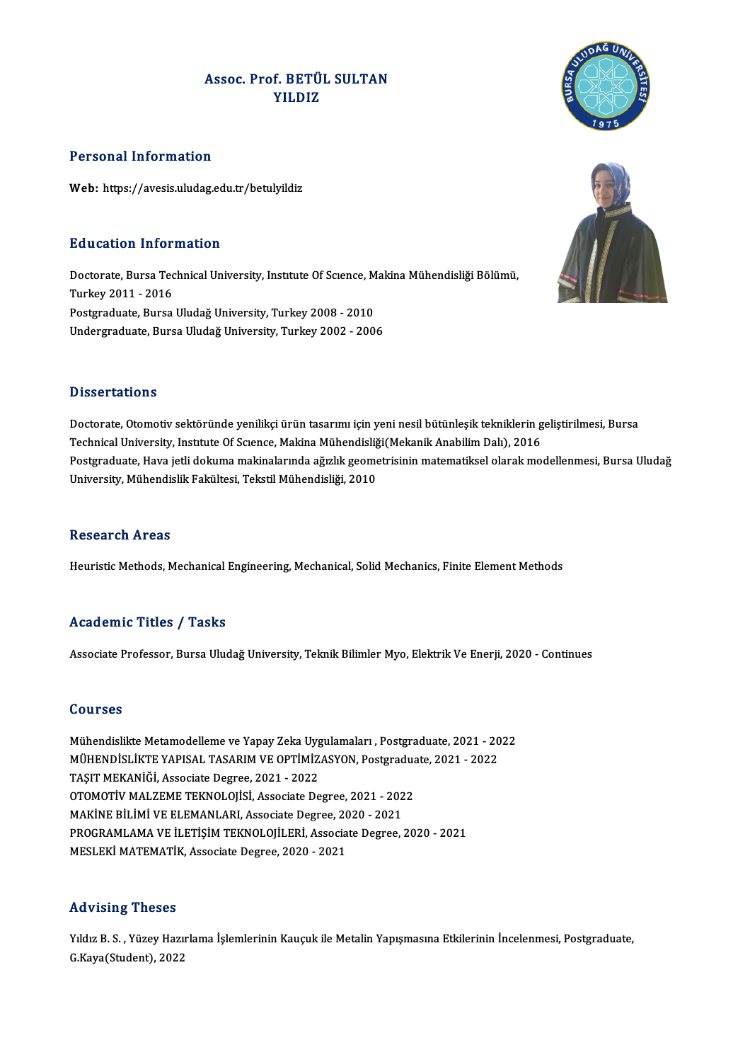# Assoc. Prof. BETÜL SULTAN YILDIZ

## Personal Information

**Web:** https://avesis.uludag.edu.tr/betulyildiz

## Education Information

Doctorate, Bursa Technical University, Institute Of Science, Makina Mühendisliği Bölümü, Turkey 2011 - 2016
Postgraduate, Bursa Uludağ University, Turkey 2008 - 2010
Undergraduate, Bursa Uludağ University, Turkey 2002 - 2006

## Dissertations

Doctorate, Otomotiv sektöründe yenilikçi ürün tasarımı için yeni nesil bütünleşik tekniklerin geliştirilmesi, Bursa Technical University, Institute Of Science, Makina Mühendisliği(Mekanik Anabilim Dalı), 2016
Postgraduate, Hava jetli dokuma makinalarında ağızlık geometrisinin matematiksel olarak modellenmesi, Bursa Uludağ University, Mühendislik Fakültesi, Tekstil Mühendisliği, 2010

## Research Areas

Heuristic Methods, Mechanical Engineering, Mechanical, Solid Mechanics, Finite Element Methods

## Academic Titles / Tasks

Associate Professor, Bursa Uludağ University, Teknik Bilimler Myo, Elektrik Ve Enerji, 2020 - Continues

## Courses

Mühendislikte Metamodelleme ve Yapay Zeka Uygulamaları , Postgraduate, 2021 - 2022
MÜHENDİSLİKTE YAPISAL TASARIM VE OPTİMİZASYON, Postgraduate, 2021 - 2022
TAŞIT MEKANİĞİ, Associate Degree, 2021 - 2022
OTOMOTİV MALZEME TEKNOLOJİSİ, Associate Degree, 2021 - 2022
MAKİNE BİLİMİ VE ELEMANLARI, Associate Degree, 2020 - 2021
PROGRAMLAMA VE İLETİŞİM TEKNOLOJİLERİ, Associate Degree, 2020 - 2021
MESLEKİ MATEMATİK, Associate Degree, 2020 - 2021

## Advising Theses

Yıldız B. S. , Yüzey Hazırlama İşlemlerinin Kauçuk ile Metalin Yapışmasına Etkilerinin İncelenmesi, Postgraduate, G.Kaya(Student), 2022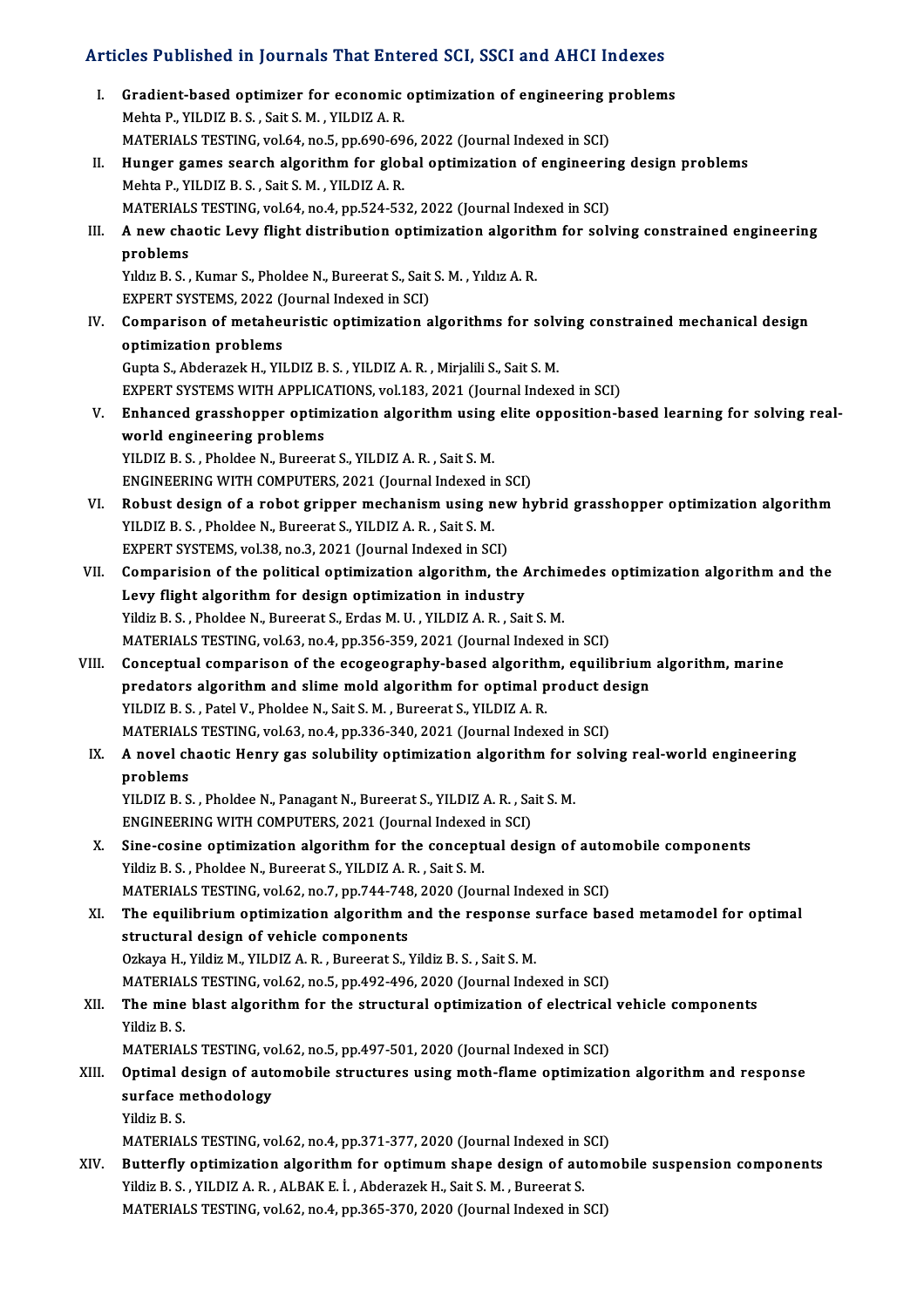## Articles Published in Journals That Entered SCI, SSCI and AHCI Indexes

I. **Gradient-based optimizer for economic optimization of engineering problems**
Mehta P., YILDIZ B. S. , Sait S. M. , YILDIZ A. R.
MATERIALS TESTING, vol.64, no.5, pp.690-696, 2022 (Journal Indexed in SCI)

II. **Hunger games search algorithm for global optimization of engineering design problems**
Mehta P., YILDIZ B. S. , Sait S. M. , YILDIZ A. R.
MATERIALS TESTING, vol.64, no.4, pp.524-532, 2022 (Journal Indexed in SCI)

III. **A new chaotic Levy flight distribution optimization algorithm for solving constrained engineering problems**
Yıldız B. S. , Kumar S., Pholdee N., Bureerat S., Sait S. M. , Yıldız A. R.
EXPERT SYSTEMS, 2022 (Journal Indexed in SCI)

IV. **Comparison of metaheuristic optimization algorithms for solving constrained mechanical design optimization problems**
Gupta S., Abderazek H., YILDIZ B. S. , YILDIZ A. R. , Mirjalili S., Sait S. M.
EXPERT SYSTEMS WITH APPLICATIONS, vol.183, 2021 (Journal Indexed in SCI)

V. **Enhanced grasshopper optimization algorithm using elite opposition-based learning for solving real-world engineering problems**
YILDIZ B. S. , Pholdee N., Bureerat S., YILDIZ A. R. , Sait S. M.
ENGINEERING WITH COMPUTERS, 2021 (Journal Indexed in SCI)

VI. **Robust design of a robot gripper mechanism using new hybrid grasshopper optimization algorithm**
YILDIZ B. S. , Pholdee N., Bureerat S., YILDIZ A. R. , Sait S. M.
EXPERT SYSTEMS, vol.38, no.3, 2021 (Journal Indexed in SCI)

VII. **Comparision of the political optimization algorithm, the Archimedes optimization algorithm and the Levy flight algorithm for design optimization in industry**
Yildiz B. S. , Pholdee N., Bureerat S., Erdas M. U. , YILDIZ A. R. , Sait S. M.
MATERIALS TESTING, vol.63, no.4, pp.356-359, 2021 (Journal Indexed in SCI)

VIII. **Conceptual comparison of the ecogeography-based algorithm, equilibrium algorithm, marine predators algorithm and slime mold algorithm for optimal product design**
YILDIZ B. S. , Patel V., Pholdee N., Sait S. M. , Bureerat S., YILDIZ A. R.
MATERIALS TESTING, vol.63, no.4, pp.336-340, 2021 (Journal Indexed in SCI)

IX. **A novel chaotic Henry gas solubility optimization algorithm for solving real-world engineering problems**
YILDIZ B. S. , Pholdee N., Panagant N., Bureerat S., YILDIZ A. R. , Sait S. M.
ENGINEERING WITH COMPUTERS, 2021 (Journal Indexed in SCI)

X. **Sine-cosine optimization algorithm for the conceptual design of automobile components**
Yildiz B. S. , Pholdee N., Bureerat S., YILDIZ A. R. , Sait S. M.
MATERIALS TESTING, vol.62, no.7, pp.744-748, 2020 (Journal Indexed in SCI)

XI. **The equilibrium optimization algorithm and the response surface based metamodel for optimal structural design of vehicle components**
Ozkaya H., Yildiz M., YILDIZ A. R. , Bureerat S., Yildiz B. S. , Sait S. M.
MATERIALS TESTING, vol.62, no.5, pp.492-496, 2020 (Journal Indexed in SCI)

XII. **The mine blast algorithm for the structural optimization of electrical vehicle components**
Yildiz B. S.
MATERIALS TESTING, vol.62, no.5, pp.497-501, 2020 (Journal Indexed in SCI)

XIII. **Optimal design of automobile structures using moth-flame optimization algorithm and response surface methodology**
Yildiz B. S.
MATERIALS TESTING, vol.62, no.4, pp.371-377, 2020 (Journal Indexed in SCI)

XIV. **Butterfly optimization algorithm for optimum shape design of automobile suspension components**
Yildiz B. S. , YILDIZ A. R. , ALBAK E. İ. , Abderazek H., Sait S. M. , Bureerat S.
MATERIALS TESTING, vol.62, no.4, pp.365-370, 2020 (Journal Indexed in SCI)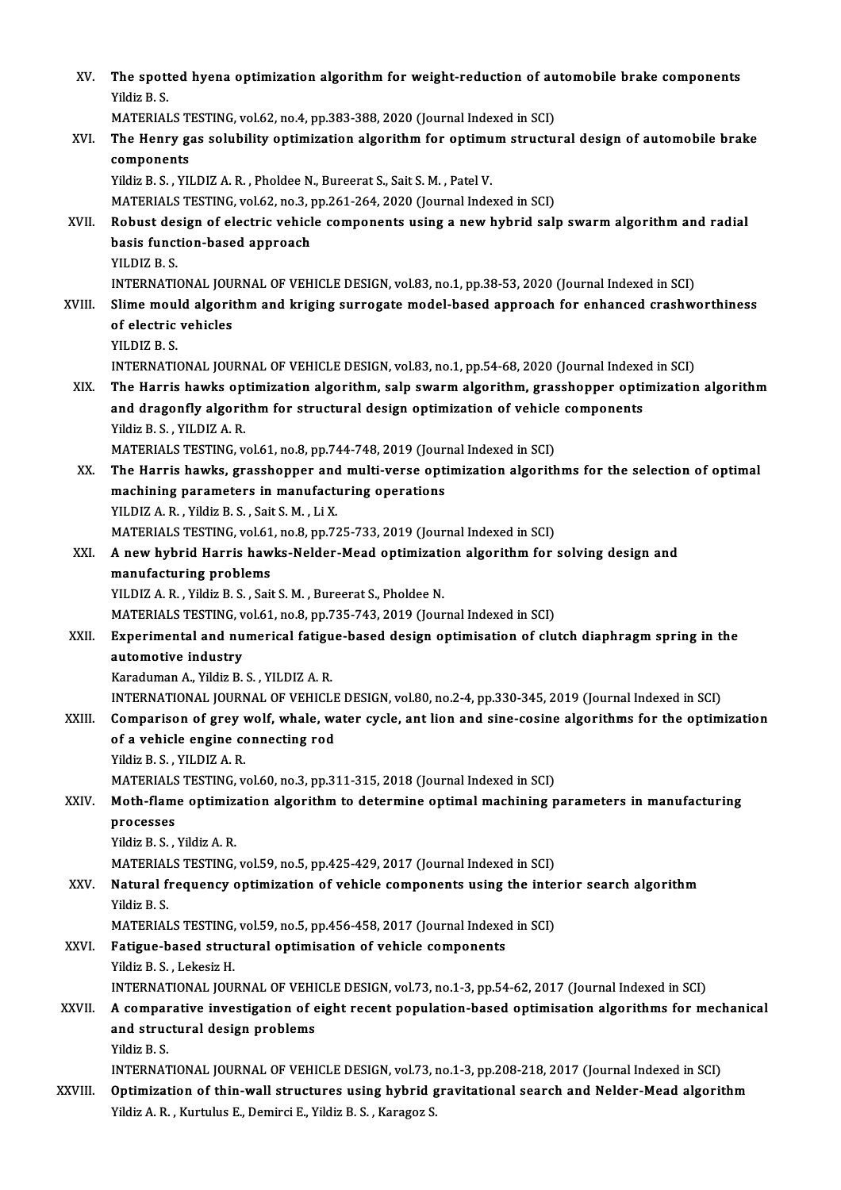XV. **The spotted hyena optimization algorithm for weight-reduction of automobile brake components**
Yildiz B. S.
MATERIALS TESTING, vol.62, no.4, pp.383-388, 2020 (Journal Indexed in SCI)

XVI. **The Henry gas solubility optimization algorithm for optimum structural design of automobile brake components**
Yildiz B. S. , YILDIZ A. R. , Pholdee N., Bureerat S., Sait S. M. , Patel V.
MATERIALS TESTING, vol.62, no.3, pp.261-264, 2020 (Journal Indexed in SCI)

XVII. **Robust design of electric vehicle components using a new hybrid salp swarm algorithm and radial basis function-based approach**
YILDIZ B. S.
INTERNATIONAL JOURNAL OF VEHICLE DESIGN, vol.83, no.1, pp.38-53, 2020 (Journal Indexed in SCI)

XVIII. **Slime mould algorithm and kriging surrogate model-based approach for enhanced crashworthiness of electric vehicles**
YILDIZ B. S.
INTERNATIONAL JOURNAL OF VEHICLE DESIGN, vol.83, no.1, pp.54-68, 2020 (Journal Indexed in SCI)

XIX. **The Harris hawks optimization algorithm, salp swarm algorithm, grasshopper optimization algorithm and dragonfly algorithm for structural design optimization of vehicle components**
Yildiz B. S. , YILDIZ A. R.
MATERIALS TESTING, vol.61, no.8, pp.744-748, 2019 (Journal Indexed in SCI)

XX. **The Harris hawks, grasshopper and multi-verse optimization algorithms for the selection of optimal machining parameters in manufacturing operations**
YILDIZ A. R. , Yildiz B. S. , Sait S. M. , Li X.
MATERIALS TESTING, vol.61, no.8, pp.725-733, 2019 (Journal Indexed in SCI)

XXI. **A new hybrid Harris hawks-Nelder-Mead optimization algorithm for solving design and manufacturing problems**
YILDIZ A. R. , Yildiz B. S. , Sait S. M. , Bureerat S., Pholdee N.
MATERIALS TESTING, vol.61, no.8, pp.735-743, 2019 (Journal Indexed in SCI)

XXII. **Experimental and numerical fatigue-based design optimisation of clutch diaphragm spring in the automotive industry**
Karaduman A., Yildiz B. S. , YILDIZ A. R.
INTERNATIONAL JOURNAL OF VEHICLE DESIGN, vol.80, no.2-4, pp.330-345, 2019 (Journal Indexed in SCI)

XXIII. **Comparison of grey wolf, whale, water cycle, ant lion and sine-cosine algorithms for the optimization of a vehicle engine connecting rod**
Yildiz B. S. , YILDIZ A. R.
MATERIALS TESTING, vol.60, no.3, pp.311-315, 2018 (Journal Indexed in SCI)

XXIV. **Moth-flame optimization algorithm to determine optimal machining parameters in manufacturing processes**
Yildiz B. S. , Yildiz A. R.
MATERIALS TESTING, vol.59, no.5, pp.425-429, 2017 (Journal Indexed in SCI)

XXV. **Natural frequency optimization of vehicle components using the interior search algorithm**
Yildiz B. S.
MATERIALS TESTING, vol.59, no.5, pp.456-458, 2017 (Journal Indexed in SCI)

XXVI. **Fatigue-based structural optimisation of vehicle components**
Yildiz B. S. , Lekesiz H.
INTERNATIONAL JOURNAL OF VEHICLE DESIGN, vol.73, no.1-3, pp.54-62, 2017 (Journal Indexed in SCI)

XXVII. **A comparative investigation of eight recent population-based optimisation algorithms for mechanical and structural design problems**
Yildiz B. S.
INTERNATIONAL JOURNAL OF VEHICLE DESIGN, vol.73, no.1-3, pp.208-218, 2017 (Journal Indexed in SCI)

XXVIII. **Optimization of thin-wall structures using hybrid gravitational search and Nelder-Mead algorithm**
Yildiz A. R. , Kurtulus E., Demirci E., Yildiz B. S. , Karagoz S.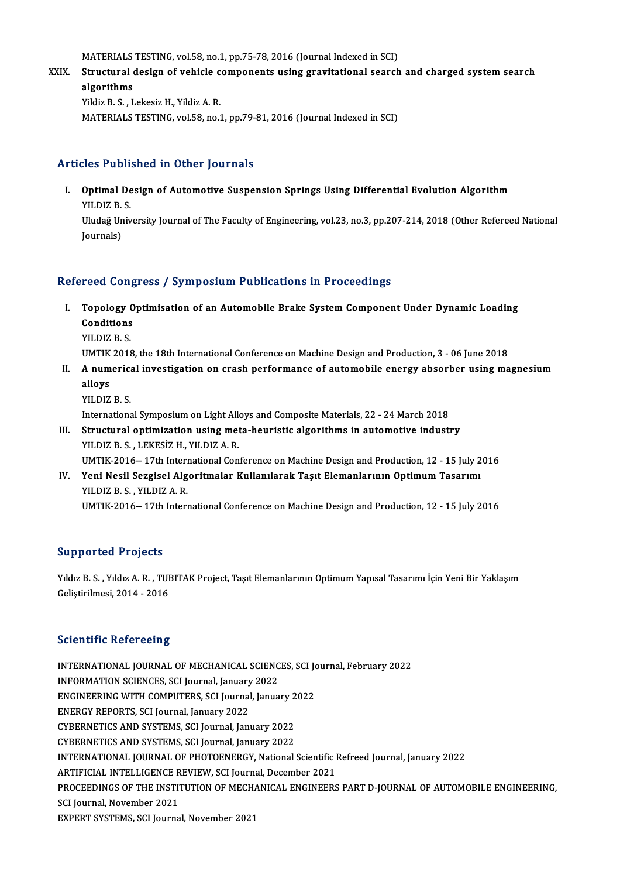MATERIALS TESTING, vol.58, no.1, pp.75-78, 2016 (Journal Indexed in SCI)

XXIX. **Structural design of vehicle components using gravitational search and charged system search algorithms**
Yildiz B. S. , Lekesiz H., Yildiz A. R.
MATERIALS TESTING, vol.58, no.1, pp.79-81, 2016 (Journal Indexed in SCI)

## Articles Published in Other Journals

I. **Optimal Design of Automotive Suspension Springs Using Differential Evolution Algorithm**
YILDIZ B. S.
Uludağ University Journal of The Faculty of Engineering, vol.23, no.3, pp.207-214, 2018 (Other Refereed National Journals)

## Refereed Congress / Symposium Publications in Proceedings

I. **Topology Optimisation of an Automobile Brake System Component Under Dynamic Loading Conditions**
YILDIZ B. S.
UMTIK 2018, the 18th International Conference on Machine Design and Production, 3 - 06 June 2018

II. **A numerical investigation on crash performance of automobile energy absorber using magnesium alloys**
YILDIZ B. S.
International Symposium on Light Alloys and Composite Materials, 22 - 24 March 2018

III. **Structural optimization using meta-heuristic algorithms in automotive industry**
YILDIZ B. S. , LEKESİZ H., YILDIZ A. R.
UMTIK-2016-- 17th International Conference on Machine Design and Production, 12 - 15 July 2016

IV. **Yeni Nesil Sezgisel Algoritmalar Kullanılarak Taşıt Elemanlarının Optimum Tasarımı**
YILDIZ B. S. , YILDIZ A. R.
UMTIK-2016-- 17th International Conference on Machine Design and Production, 12 - 15 July 2016

## Supported Projects

Yıldız B. S. , Yıldız A. R. , TUBITAK Project, Taşıt Elemanlarının Optimum Yapısal Tasarımı İçin Yeni Bir Yaklaşım Geliştirilmesi, 2014 - 2016

## Scientific Refereeing

INTERNATIONAL JOURNAL OF MECHANICAL SCIENCES, SCI Journal, February 2022
INFORMATION SCIENCES, SCI Journal, January 2022
ENGINEERING WITH COMPUTERS, SCI Journal, January 2022
ENERGY REPORTS, SCI Journal, January 2022
CYBERNETICS AND SYSTEMS, SCI Journal, January 2022
CYBERNETICS AND SYSTEMS, SCI Journal, January 2022
INTERNATIONAL JOURNAL OF PHOTOENERGY, National Scientific Refreed Journal, January 2022
ARTIFICIAL INTELLIGENCE REVIEW, SCI Journal, December 2021
PROCEEDINGS OF THE INSTITUTION OF MECHANICAL ENGINEERS PART D-JOURNAL OF AUTOMOBILE ENGINEERING, SCI Journal, November 2021
EXPERT SYSTEMS, SCI Journal, November 2021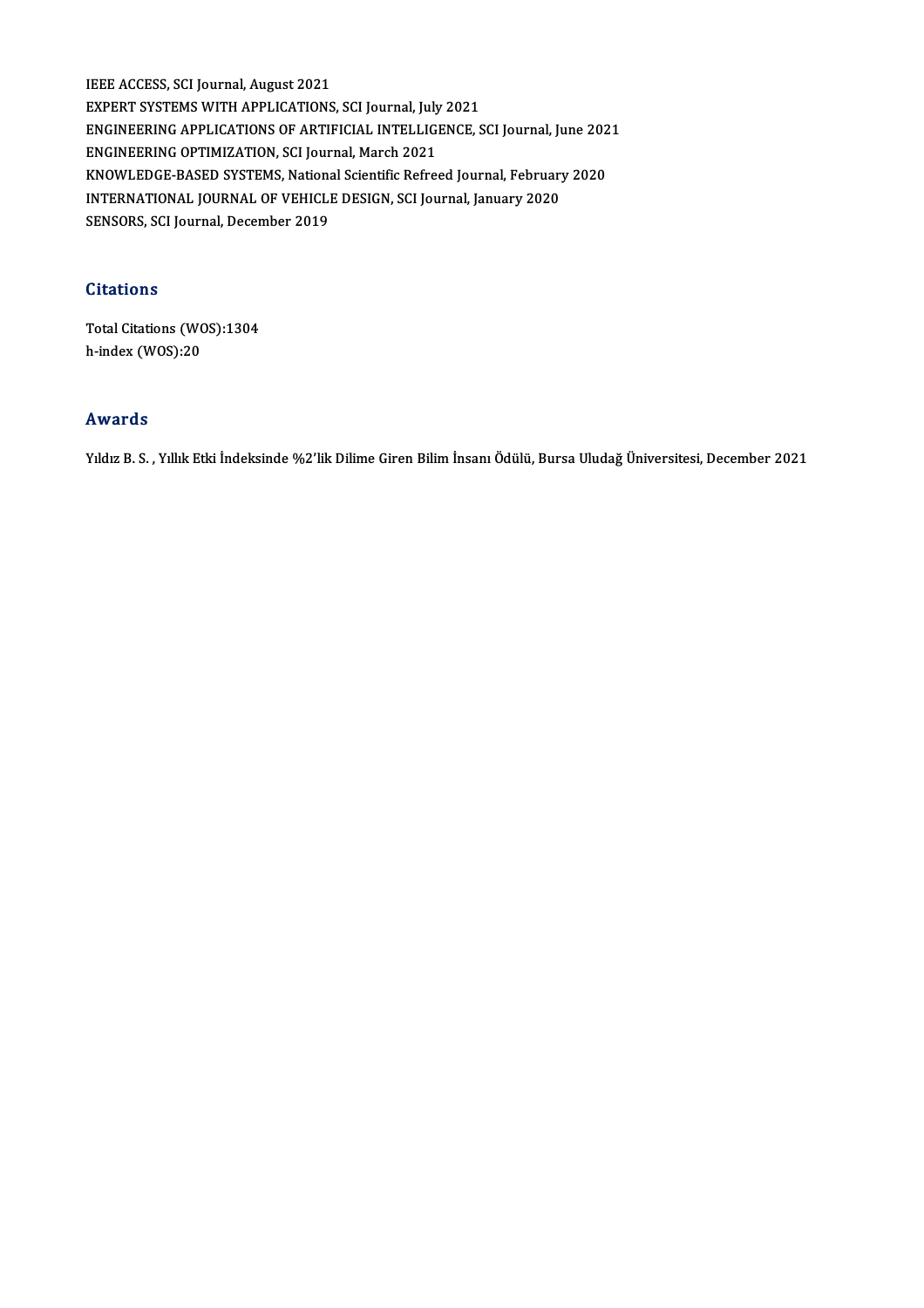IEEE ACCESS, SCI Journal, August 2021
EXPERT SYSTEMS WITH APPLICATIONS, SCI Journal, July 2021
ENGINEERING APPLICATIONS OF ARTIFICIAL INTELLIGENCE, SCI Journal, June 2021
ENGINEERING OPTIMIZATION, SCI Journal, March 2021
KNOWLEDGE-BASED SYSTEMS, National Scientific Refreed Journal, February 2020
INTERNATIONAL JOURNAL OF VEHICLE DESIGN, SCI Journal, January 2020
SENSORS, SCI Journal, December 2019

## Citations

Total Citations (WOS):1304
h-index (WOS):20

## Awards

Yıldız B. S. , Yıllık Etki İndeksinde %2'lik Dilime Giren Bilim İnsanı Ödülü, Bursa Uludağ Üniversitesi, December 2021